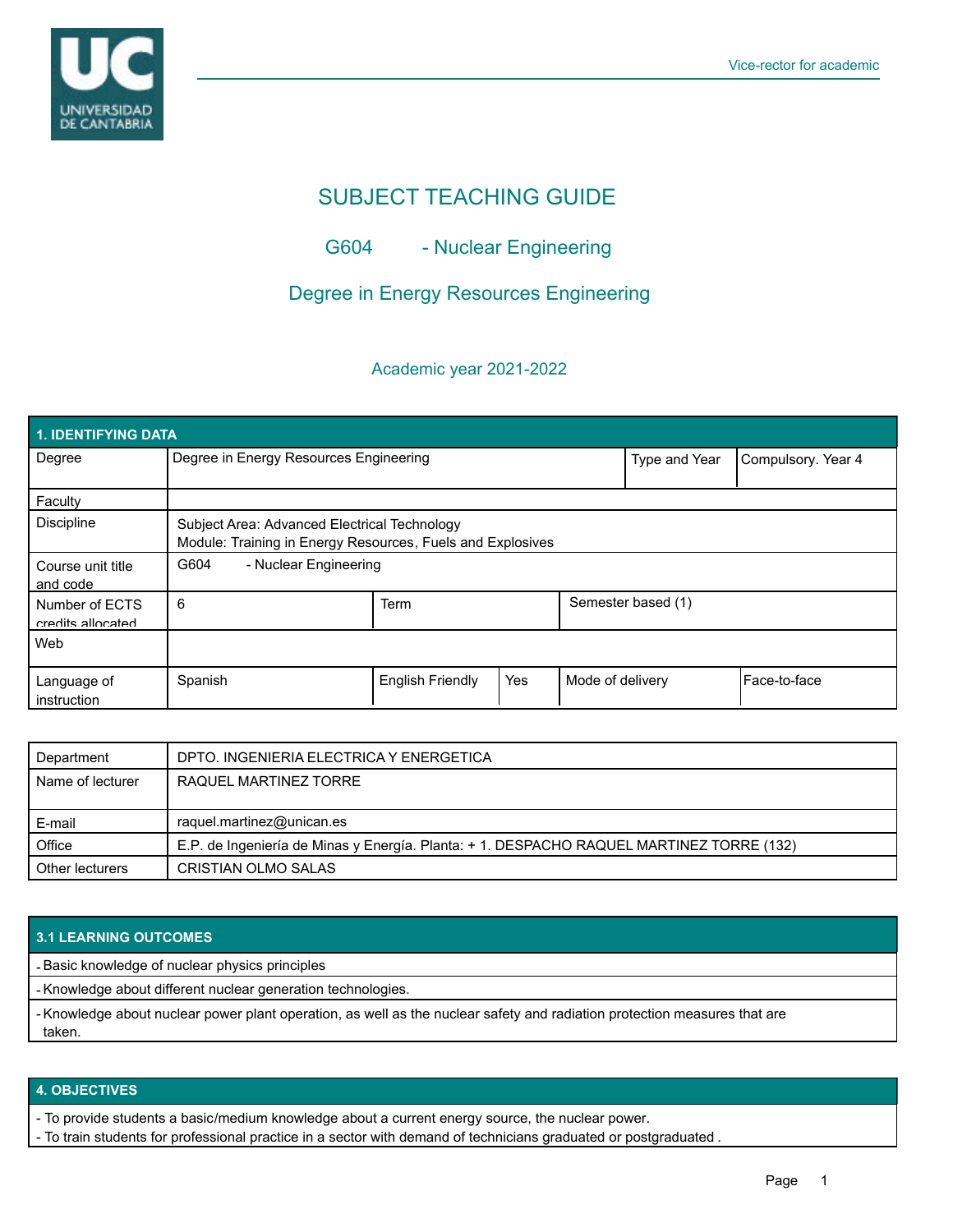# SUBJECT TEACHING GUIDE

## G604 - Nuclear Engineering

## Degree in Energy Resources Engineering

### Academic year 2021-2022

| 1. IDENTIFYING DATA | | | | | |
|---|---|---|---|---|---|
| Degree | Degree in Energy Resources Engineering | | | Type and Year | Compulsory. Year 4 |
| Faculty | | | | | |
| Discipline | Subject Area: Advanced Electrical Technology<br>Module: Training in Energy Resources, Fuels and Explosives | | | | |
| Course unit title and code | G604 - Nuclear Engineering | | | | |
| Number of ECTS credits allocated | 6 | Term | | Semester based (1) | |
| Web | | | | | |
| Language of instruction | Spanish | English Friendly | Yes | Mode of delivery | Face-to-face |

| Department | DPTO. INGENIERIA ELECTRICA Y ENERGETICA |
|---|---|
| Name of lecturer | RAQUEL MARTINEZ TORRE |
| E-mail | raquel.martinez@unican.es |
| Office | E.P. de Ingeniería de Minas y Energía. Planta: + 1. DESPACHO RAQUEL MARTINEZ TORRE (132) |
| Other lecturers | CRISTIAN OLMO SALAS |

## 3.1 LEARNING OUTCOMES

- Basic knowledge of nuclear physics principles
- Knowledge about different nuclear generation technologies.
- Knowledge about nuclear power plant operation, as well as the nuclear safety and radiation protection measures that are taken.

## 4. OBJECTIVES

- To provide students a basic/medium knowledge about a current energy source, the nuclear power.
- To train students for professional practice in a sector with demand of technicians graduated or postgraduated .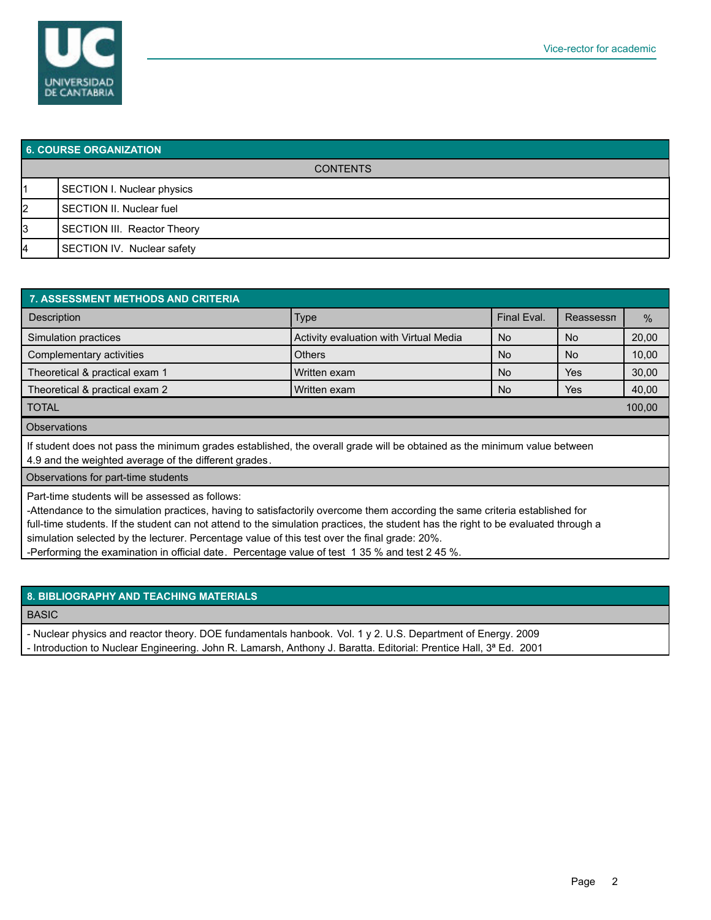## 6. COURSE ORGANIZATION

| CONTENTS | |
|---|---|
| 1 | SECTION I. Nuclear physics |
| 2 | SECTION II. Nuclear fuel |
| 3 | SECTION III. Reactor Theory |
| 4 | SECTION IV. Nuclear safety |

## 7. ASSESSMENT METHODS AND CRITERIA

| Description | Type | Final Eval. | Reassessn | % |
|---|---|---|---|---|
| Simulation practices | Activity evaluation with Virtual Media | No | No | 20,00 |
| Complementary activities | Others | No | No | 10,00 |
| Theoretical & practical exam 1 | Written exam | No | Yes | 30,00 |
| Theoretical & practical exam 2 | Written exam | No | Yes | 40,00 |
| TOTAL | | | | 100,00 |

**Observations**

If student does not pass the minimum grades established, the overall grade will be obtained as the minimum value between 4.9 and the weighted average of the different grades.

**Observations for part-time students**

Part-time students will be assessed as follows:
-Attendance to the simulation practices, having to satisfactorily overcome them according the same criteria established for full-time students. If the student can not attend to the simulation practices, the student has the right to be evaluated through a simulation selected by the lecturer. Percentage value of this test over the final grade: 20%.
-Performing the examination in official date. Percentage value of test 1 35 % and test 2 45 %.

## 8. BIBLIOGRAPHY AND TEACHING MATERIALS

**BASIC**

- Nuclear physics and reactor theory. DOE fundamentals hanbook. Vol. 1 y 2. U.S. Department of Energy. 2009
- Introduction to Nuclear Engineering. John R. Lamarsh, Anthony J. Baratta. Editorial: Prentice Hall, 3ª Ed. 2001